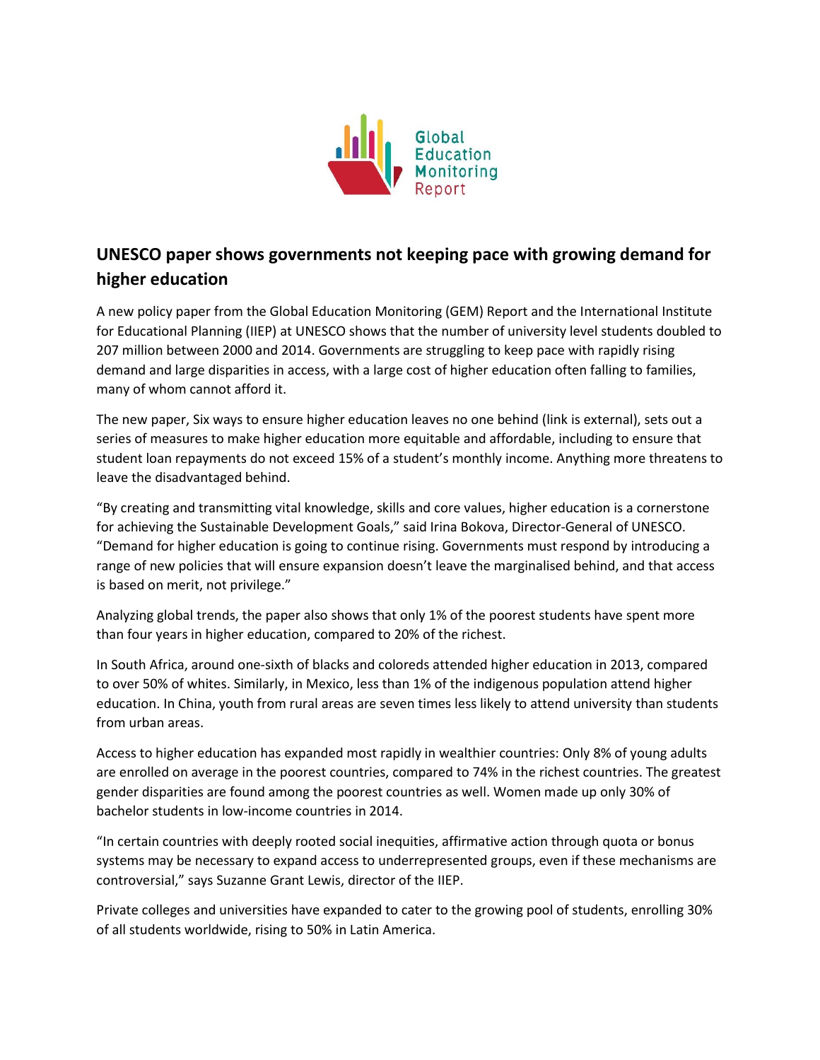Global Education Monitoring Report

## UNESCO paper shows governments not keeping pace with growing demand for higher education

A new policy paper from the Global Education Monitoring (GEM) Report and the International Institute for Educational Planning (IIEP) at UNESCO shows that the number of university level students doubled to 207 million between 2000 and 2014. Governments are struggling to keep pace with rapidly rising demand and large disparities in access, with a large cost of higher education often falling to families, many of whom cannot afford it.

The new paper, Six ways to ensure higher education leaves no one behind (link is external), sets out a series of measures to make higher education more equitable and affordable, including to ensure that student loan repayments do not exceed 15% of a student's monthly income. Anything more threatens to leave the disadvantaged behind.

"By creating and transmitting vital knowledge, skills and core values, higher education is a cornerstone for achieving the Sustainable Development Goals," said Irina Bokova, Director-General of UNESCO. "Demand for higher education is going to continue rising. Governments must respond by introducing a range of new policies that will ensure expansion doesn't leave the marginalised behind, and that access is based on merit, not privilege."

Analyzing global trends, the paper also shows that only 1% of the poorest students have spent more than four years in higher education, compared to 20% of the richest.

In South Africa, around one-sixth of blacks and coloreds attended higher education in 2013, compared to over 50% of whites. Similarly, in Mexico, less than 1% of the indigenous population attend higher education. In China, youth from rural areas are seven times less likely to attend university than students from urban areas.

Access to higher education has expanded most rapidly in wealthier countries: Only 8% of young adults are enrolled on average in the poorest countries, compared to 74% in the richest countries. The greatest gender disparities are found among the poorest countries as well. Women made up only 30% of bachelor students in low-income countries in 2014.

"In certain countries with deeply rooted social inequities, affirmative action through quota or bonus systems may be necessary to expand access to underrepresented groups, even if these mechanisms are controversial," says Suzanne Grant Lewis, director of the IIEP.

Private colleges and universities have expanded to cater to the growing pool of students, enrolling 30% of all students worldwide, rising to 50% in Latin America.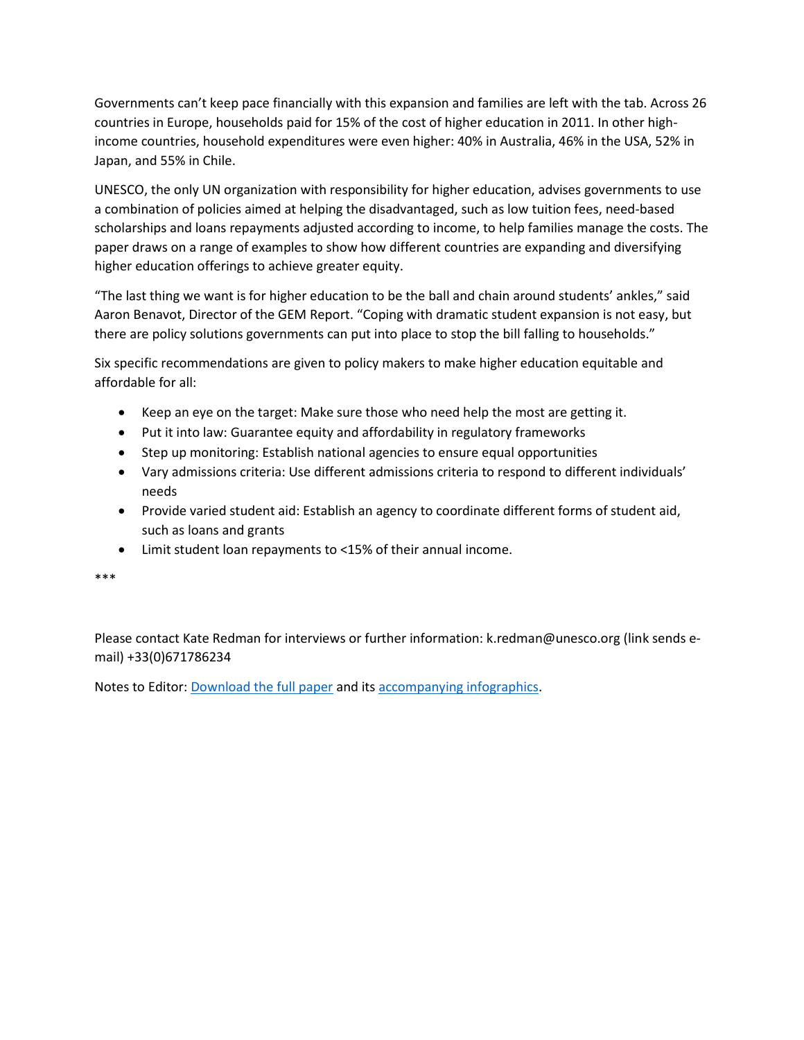Governments can’t keep pace financially with this expansion and families are left with the tab. Across 26 countries in Europe, households paid for 15% of the cost of higher education in 2011. In other high-income countries, household expenditures were even higher: 40% in Australia, 46% in the USA, 52% in Japan, and 55% in Chile.

UNESCO, the only UN organization with responsibility for higher education, advises governments to use a combination of policies aimed at helping the disadvantaged, such as low tuition fees, need-based scholarships and loans repayments adjusted according to income, to help families manage the costs. The paper draws on a range of examples to show how different countries are expanding and diversifying higher education offerings to achieve greater equity.

“The last thing we want is for higher education to be the ball and chain around students’ ankles,” said Aaron Benavot, Director of the GEM Report. “Coping with dramatic student expansion is not easy, but there are policy solutions governments can put into place to stop the bill falling to households.”

Six specific recommendations are given to policy makers to make higher education equitable and affordable for all:

- Keep an eye on the target: Make sure those who need help the most are getting it.
- Put it into law: Guarantee equity and affordability in regulatory frameworks
- Step up monitoring: Establish national agencies to ensure equal opportunities
- Vary admissions criteria: Use different admissions criteria to respond to different individuals’ needs
- Provide varied student aid: Establish an agency to coordinate different forms of student aid, such as loans and grants
- Limit student loan repayments to <15% of their annual income.

***

Please contact Kate Redman for interviews or further information: k.redman@unesco.org (link sends e-mail) +33(0)671786234

Notes to Editor: Download the full paper and its accompanying infographics.